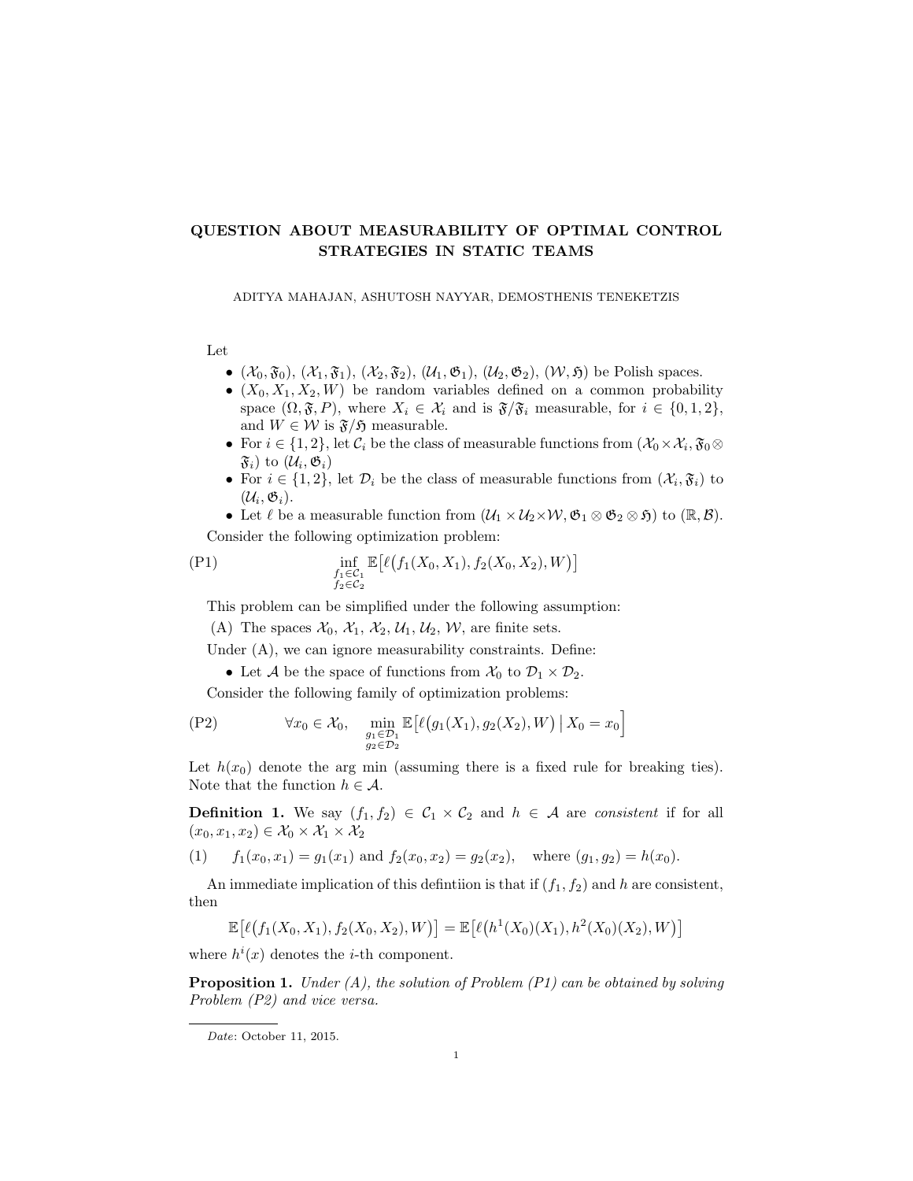# QUESTION ABOUT MEASURABILITY OF OPTIMAL CONTROL STRATEGIES IN STATIC TEAMS

ADITYA MAHAJAN, ASHUTOSH NAYYAR, DEMOSTHENIS TENEKETZIS

Let

- $(\mathcal{X}_0, \mathfrak{F}_0)$, $(\mathcal{X}_1, \mathfrak{F}_1)$, $(\mathcal{X}_2, \mathfrak{F}_2)$, $(\mathcal{U}_1, \mathfrak{G}_1)$, $(\mathcal{U}_2, \mathfrak{G}_2)$, $(\mathcal{W}, \mathfrak{H})$ be Polish spaces.
- $(X_0, X_1, X_2, W)$ be random variables defined on a common probability space $(\Omega, \mathfrak{F}, P)$, where $X_i \in \mathcal{X}_i$ and is $\mathfrak{F}/\mathfrak{F}_i$ measurable, for $i \in \{0, 1, 2\}$, and $W \in \mathcal{W}$ is $\mathfrak{F}/\mathfrak{H}$ measurable.
- For $i \in \{1, 2\}$, let $\mathcal{C}_i$ be the class of measurable functions from $(\mathcal{X}_0 \times \mathcal{X}_i, \mathfrak{F}_0 \otimes \mathfrak{F}_i)$ to $(\mathcal{U}_i, \mathfrak{G}_i)$
- For $i \in \{1, 2\}$, let $\mathcal{D}_i$ be the class of measurable functions from $(\mathcal{X}_i, \mathfrak{F}_i)$ to $(\mathcal{U}_i, \mathfrak{G}_i)$.
- Let $\ell$ be a measurable function from $(\mathcal{U}_1 \times \mathcal{U}_2 \times \mathcal{W}, \mathfrak{G}_1 \otimes \mathfrak{G}_2 \otimes \mathfrak{H})$ to $(\mathbb{R}, \mathcal{B})$.

Consider the following optimization problem:

$$\text{(P1)} \qquad \inf_{\substack{f_1 \in \mathcal{C}_1 \\ f_2 \in \mathcal{C}_2}} \mathbb{E}\big[\ell\big(f_1(X_0, X_1), f_2(X_0, X_2), W\big)\big]$$

This problem can be simplified under the following assumption:

(A) The spaces $\mathcal{X}_0$, $\mathcal{X}_1$, $\mathcal{X}_2$, $\mathcal{U}_1$, $\mathcal{U}_2$, $\mathcal{W}$, are finite sets.

Under (A), we can ignore measurability constraints. Define:

- Let $\mathcal{A}$ be the space of functions from $\mathcal{X}_0$ to $\mathcal{D}_1 \times \mathcal{D}_2$.

Consider the following family of optimization problems:

$$\text{(P2)} \qquad \forall x_0 \in \mathcal{X}_0, \quad \min_{\substack{g_1 \in \mathcal{D}_1 \\ g_2 \in \mathcal{D}_2}} \mathbb{E}\Big[\ell\big(g_1(X_1), g_2(X_2), W\big) \,\Big|\, X_0 = x_0\Big]$$

Let $h(x_0)$ denote the arg min (assuming there is a fixed rule for breaking ties). Note that the function $h \in \mathcal{A}$.

**Definition 1.** We say $(f_1, f_2) \in \mathcal{C}_1 \times \mathcal{C}_2$ and $h \in \mathcal{A}$ are *consistent* if for all $(x_0, x_1, x_2) \in \mathcal{X}_0 \times \mathcal{X}_1 \times \mathcal{X}_2$

$$(1) \qquad f_1(x_0, x_1) = g_1(x_1) \text{ and } f_2(x_0, x_2) = g_2(x_2), \quad \text{where } (g_1, g_2) = h(x_0).$$

An immediate implication of this defintiion is that if $(f_1, f_2)$ and $h$ are consistent, then

$$\mathbb{E}\big[\ell\big(f_1(X_0, X_1), f_2(X_0, X_2), W\big)\big] = \mathbb{E}\big[\ell\big(h^1(X_0)(X_1), h^2(X_0)(X_2), W\big)\big]$$

where $h^i(x)$ denotes the $i$-th component.

**Proposition 1.** *Under (A), the solution of Problem (P1) can be obtained by solving Problem (P2) and vice versa.*

---

*Date*: October 11, 2015.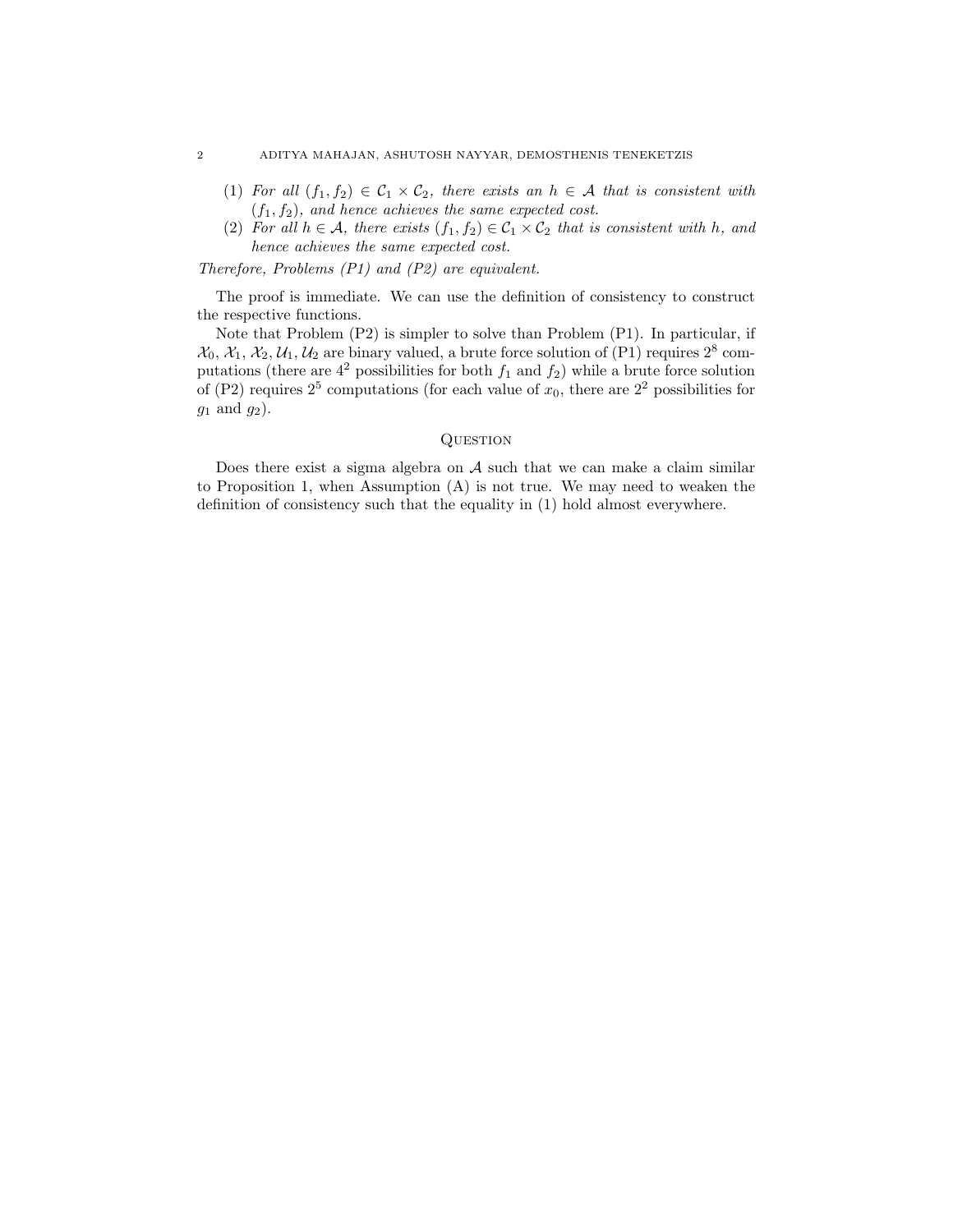(1) *For all $(f_1, f_2) \in \mathcal{C}_1 \times \mathcal{C}_2$, there exists an $h \in \mathcal{A}$ that is consistent with $(f_1, f_2)$, and hence achieves the same expected cost.*

(2) *For all $h \in \mathcal{A}$, there exists $(f_1, f_2) \in \mathcal{C}_1 \times \mathcal{C}_2$ that is consistent with $h$, and hence achieves the same expected cost.*

*Therefore, Problems (P1) and (P2) are equivalent.*

The proof is immediate. We can use the definition of consistency to construct the respective functions.

Note that Problem (P2) is simpler to solve than Problem (P1). In particular, if $\mathcal{X}_0$, $\mathcal{X}_1$, $\mathcal{X}_2, \mathcal{U}_1, \mathcal{U}_2$ are binary valued, a brute force solution of (P1) requires $2^8$ computations (there are $4^2$ possibilities for both $f_1$ and $f_2$) while a brute force solution of (P2) requires $2^5$ computations (for each value of $x_0$, there are $2^2$ possibilities for $g_1$ and $g_2$).

## Question

Does there exist a sigma algebra on $\mathcal{A}$ such that we can make a claim similar to Proposition 1, when Assumption (A) is not true. We may need to weaken the definition of consistency such that the equality in (1) hold almost everywhere.